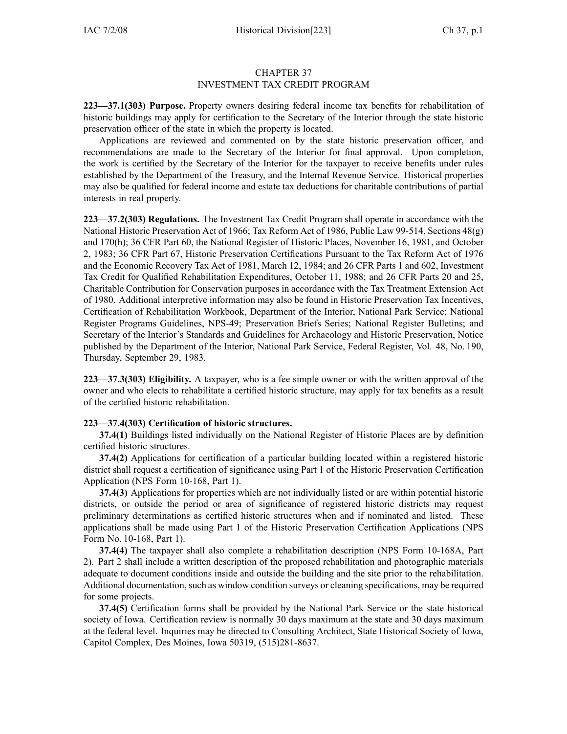# CHAPTER 37
## INVESTMENT TAX CREDIT PROGRAM

**223—37.1(303) Purpose.** Property owners desiring federal income tax benefits for rehabilitation of historic buildings may apply for certification to the Secretary of the Interior through the state historic preservation officer of the state in which the property is located.

Applications are reviewed and commented on by the state historic preservation officer, and recommendations are made to the Secretary of the Interior for final approval. Upon completion, the work is certified by the Secretary of the Interior for the taxpayer to receive benefits under rules established by the Department of the Treasury, and the Internal Revenue Service. Historical properties may also be qualified for federal income and estate tax deductions for charitable contributions of partial interests in real property.

**223—37.2(303) Regulations.** The Investment Tax Credit Program shall operate in accordance with the National Historic Preservation Act of 1966; Tax Reform Act of 1986, Public Law 99-514, Sections 48(g) and 170(h); 36 CFR Part 60, the National Register of Historic Places, November 16, 1981, and October 2, 1983; 36 CFR Part 67, Historic Preservation Certifications Pursuant to the Tax Reform Act of 1976 and the Economic Recovery Tax Act of 1981, March 12, 1984; and 26 CFR Parts 1 and 602, Investment Tax Credit for Qualified Rehabilitation Expenditures, October 11, 1988; and 26 CFR Parts 20 and 25, Charitable Contribution for Conservation purposes in accordance with the Tax Treatment Extension Act of 1980. Additional interpretive information may also be found in Historic Preservation Tax Incentives, Certification of Rehabilitation Workbook, Department of the Interior, National Park Service; National Register Programs Guidelines, NPS-49; Preservation Briefs Series; National Register Bulletins; and Secretary of the Interior's Standards and Guidelines for Archaeology and Historic Preservation, Notice published by the Department of the Interior, National Park Service, Federal Register, Vol. 48, No. 190, Thursday, September 29, 1983.

**223—37.3(303) Eligibility.** A taxpayer, who is a fee simple owner or with the written approval of the owner and who elects to rehabilitate a certified historic structure, may apply for tax benefits as a result of the certified historic rehabilitation.

**223—37.4(303) Certification of historic structures.**

**37.4(1)** Buildings listed individually on the National Register of Historic Places are by definition certified historic structures.

**37.4(2)** Applications for certification of a particular building located within a registered historic district shall request a certification of significance using Part 1 of the Historic Preservation Certification Application (NPS Form 10-168, Part 1).

**37.4(3)** Applications for properties which are not individually listed or are within potential historic districts, or outside the period or area of significance of registered historic districts may request preliminary determinations as certified historic structures when and if nominated and listed. These applications shall be made using Part 1 of the Historic Preservation Certification Applications (NPS Form No. 10-168, Part 1).

**37.4(4)** The taxpayer shall also complete a rehabilitation description (NPS Form 10-168A, Part 2). Part 2 shall include a written description of the proposed rehabilitation and photographic materials adequate to document conditions inside and outside the building and the site prior to the rehabilitation. Additional documentation, such as window condition surveys or cleaning specifications, may be required for some projects.

**37.4(5)** Certification forms shall be provided by the National Park Service or the state historical society of Iowa. Certification review is normally 30 days maximum at the state and 30 days maximum at the federal level. Inquiries may be directed to Consulting Architect, State Historical Society of Iowa, Capitol Complex, Des Moines, Iowa 50319, (515)281-8637.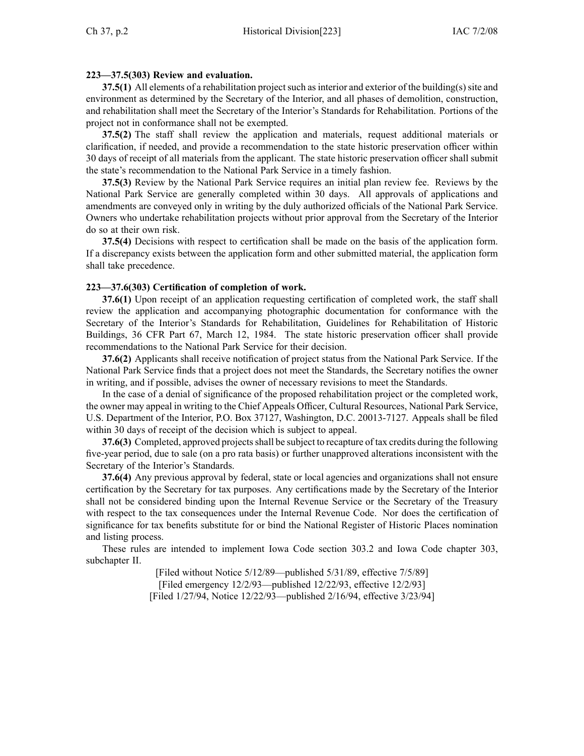**223—37.5(303) Review and evaluation.**

**37.5(1)** All elements of a rehabilitation project such as interior and exterior of the building(s) site and environment as determined by the Secretary of the Interior, and all phases of demolition, construction, and rehabilitation shall meet the Secretary of the Interior's Standards for Rehabilitation. Portions of the project not in conformance shall not be exempted.

**37.5(2)** The staff shall review the application and materials, request additional materials or clarification, if needed, and provide a recommendation to the state historic preservation officer within 30 days of receipt of all materials from the applicant. The state historic preservation officer shall submit the state's recommendation to the National Park Service in a timely fashion.

**37.5(3)** Review by the National Park Service requires an initial plan review fee. Reviews by the National Park Service are generally completed within 30 days. All approvals of applications and amendments are conveyed only in writing by the duly authorized officials of the National Park Service. Owners who undertake rehabilitation projects without prior approval from the Secretary of the Interior do so at their own risk.

**37.5(4)** Decisions with respect to certification shall be made on the basis of the application form. If a discrepancy exists between the application form and other submitted material, the application form shall take precedence.

**223—37.6(303) Certification of completion of work.**

**37.6(1)** Upon receipt of an application requesting certification of completed work, the staff shall review the application and accompanying photographic documentation for conformance with the Secretary of the Interior's Standards for Rehabilitation, Guidelines for Rehabilitation of Historic Buildings, 36 CFR Part 67, March 12, 1984. The state historic preservation officer shall provide recommendations to the National Park Service for their decision.

**37.6(2)** Applicants shall receive notification of project status from the National Park Service. If the National Park Service finds that a project does not meet the Standards, the Secretary notifies the owner in writing, and if possible, advises the owner of necessary revisions to meet the Standards.

In the case of a denial of significance of the proposed rehabilitation project or the completed work, the owner may appeal in writing to the Chief Appeals Officer, Cultural Resources, National Park Service, U.S. Department of the Interior, P.O. Box 37127, Washington, D.C. 20013-7127. Appeals shall be filed within 30 days of receipt of the decision which is subject to appeal.

**37.6(3)** Completed, approved projects shall be subject to recapture of tax credits during the following five-year period, due to sale (on a pro rata basis) or further unapproved alterations inconsistent with the Secretary of the Interior's Standards.

**37.6(4)** Any previous approval by federal, state or local agencies and organizations shall not ensure certification by the Secretary for tax purposes. Any certifications made by the Secretary of the Interior shall not be considered binding upon the Internal Revenue Service or the Secretary of the Treasury with respect to the tax consequences under the Internal Revenue Code. Nor does the certification of significance for tax benefits substitute for or bind the National Register of Historic Places nomination and listing process.

These rules are intended to implement Iowa Code section 303.2 and Iowa Code chapter 303, subchapter II.

[Filed without Notice 5/12/89—published 5/31/89, effective 7/5/89]
[Filed emergency 12/2/93—published 12/22/93, effective 12/2/93]
[Filed 1/27/94, Notice 12/22/93—published 2/16/94, effective 3/23/94]